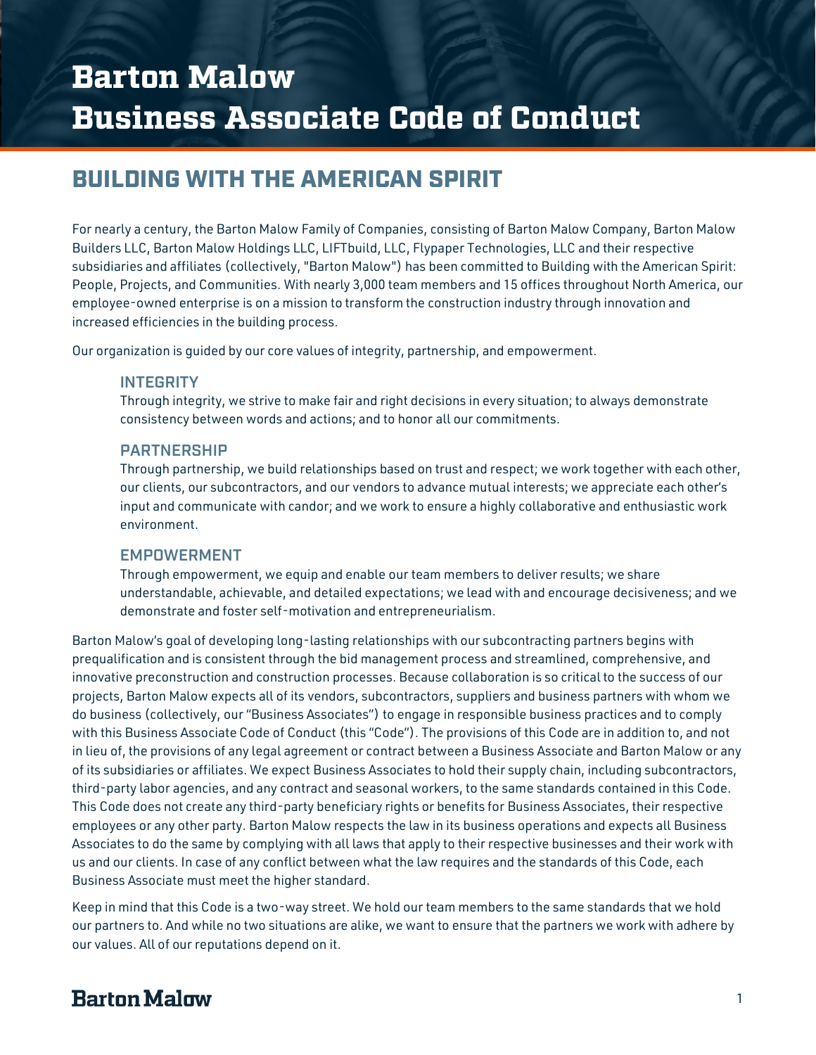# Barton Malow Business Associate Code of Conduct

## BUILDING WITH THE AMERICAN SPIRIT

For nearly a century, the Barton Malow Family of Companies, consisting of Barton Malow Company, Barton Malow Builders LLC, Barton Malow Holdings LLC, LIFTbuild, LLC, Flypaper Technologies, LLC and their respective subsidiaries and affiliates (collectively, "Barton Malow") has been committed to Building with the American Spirit: People, Projects, and Communities. With nearly 3,000 team members and 15 offices throughout North America, our employee-owned enterprise is on a mission to transform the construction industry through innovation and increased efficiencies in the building process.

Our organization is guided by our core values of integrity, partnership, and empowerment.

### INTEGRITY

Through integrity, we strive to make fair and right decisions in every situation; to always demonstrate consistency between words and actions; and to honor all our commitments.

### PARTNERSHIP

Through partnership, we build relationships based on trust and respect; we work together with each other, our clients, our subcontractors, and our vendors to advance mutual interests; we appreciate each other's input and communicate with candor; and we work to ensure a highly collaborative and enthusiastic work environment.

### EMPOWERMENT

Through empowerment, we equip and enable our team members to deliver results; we share understandable, achievable, and detailed expectations; we lead with and encourage decisiveness; and we demonstrate and foster self-motivation and entrepreneurialism.

Barton Malow's goal of developing long-lasting relationships with our subcontracting partners begins with prequalification and is consistent through the bid management process and streamlined, comprehensive, and innovative preconstruction and construction processes. Because collaboration is so critical to the success of our projects, Barton Malow expects all of its vendors, subcontractors, suppliers and business partners with whom we do business (collectively, our "Business Associates") to engage in responsible business practices and to comply with this Business Associate Code of Conduct (this "Code"). The provisions of this Code are in addition to, and not in lieu of, the provisions of any legal agreement or contract between a Business Associate and Barton Malow or any of its subsidiaries or affiliates. We expect Business Associates to hold their supply chain, including subcontractors, third-party labor agencies, and any contract and seasonal workers, to the same standards contained in this Code. This Code does not create any third-party beneficiary rights or benefits for Business Associates, their respective employees or any other party. Barton Malow respects the law in its business operations and expects all Business Associates to do the same by complying with all laws that apply to their respective businesses and their work with us and our clients. In case of any conflict between what the law requires and the standards of this Code, each Business Associate must meet the higher standard.

Keep in mind that this Code is a two-way street. We hold our team members to the same standards that we hold our partners to. And while no two situations are alike, we want to ensure that the partners we work with adhere by our values. All of our reputations depend on it.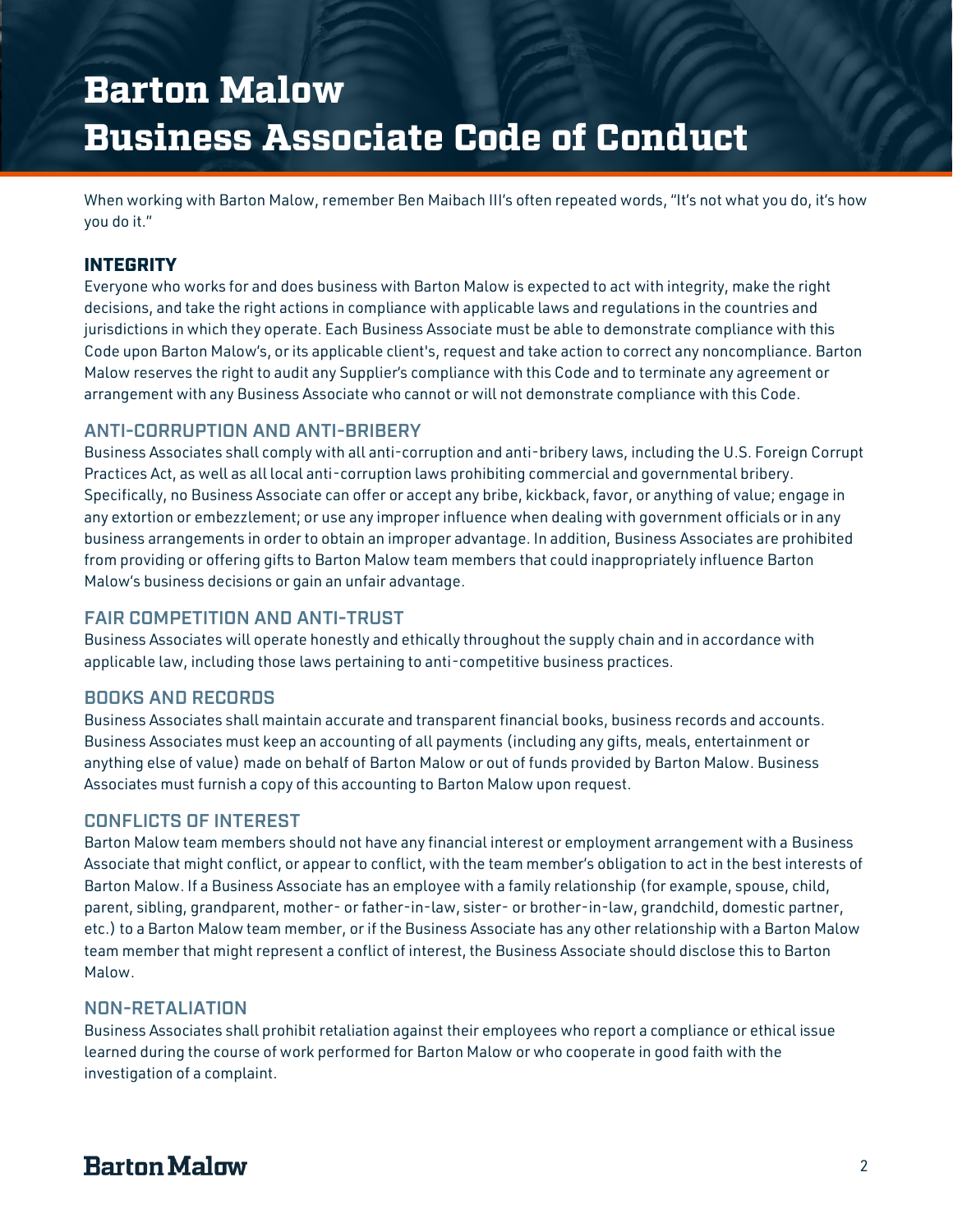# Barton Malow Business Associate Code of Conduct

When working with Barton Malow, remember Ben Maibach III's often repeated words, "It's not what you do, it's how you do it."

## INTEGRITY

Everyone who works for and does business with Barton Malow is expected to act with integrity, make the right decisions, and take the right actions in compliance with applicable laws and regulations in the countries and jurisdictions in which they operate. Each Business Associate must be able to demonstrate compliance with this Code upon Barton Malow's, or its applicable client's, request and take action to correct any noncompliance. Barton Malow reserves the right to audit any Supplier's compliance with this Code and to terminate any agreement or arrangement with any Business Associate who cannot or will not demonstrate compliance with this Code.

## ANTI-CORRUPTION AND ANTI-BRIBERY

Business Associates shall comply with all anti-corruption and anti-bribery laws, including the U.S. Foreign Corrupt Practices Act, as well as all local anti-corruption laws prohibiting commercial and governmental bribery. Specifically, no Business Associate can offer or accept any bribe, kickback, favor, or anything of value; engage in any extortion or embezzlement; or use any improper influence when dealing with government officials or in any business arrangements in order to obtain an improper advantage. In addition, Business Associates are prohibited from providing or offering gifts to Barton Malow team members that could inappropriately influence Barton Malow's business decisions or gain an unfair advantage.

## FAIR COMPETITION AND ANTI-TRUST

Business Associates will operate honestly and ethically throughout the supply chain and in accordance with applicable law, including those laws pertaining to anti-competitive business practices.

## BOOKS AND RECORDS

Business Associates shall maintain accurate and transparent financial books, business records and accounts. Business Associates must keep an accounting of all payments (including any gifts, meals, entertainment or anything else of value) made on behalf of Barton Malow or out of funds provided by Barton Malow. Business Associates must furnish a copy of this accounting to Barton Malow upon request.

## CONFLICTS OF INTEREST

Barton Malow team members should not have any financial interest or employment arrangement with a Business Associate that might conflict, or appear to conflict, with the team member's obligation to act in the best interests of Barton Malow. If a Business Associate has an employee with a family relationship (for example, spouse, child, parent, sibling, grandparent, mother- or father-in-law, sister- or brother-in-law, grandchild, domestic partner, etc.) to a Barton Malow team member, or if the Business Associate has any other relationship with a Barton Malow team member that might represent a conflict of interest, the Business Associate should disclose this to Barton Malow.

## NON-RETALIATION

Business Associates shall prohibit retaliation against their employees who report a compliance or ethical issue learned during the course of work performed for Barton Malow or who cooperate in good faith with the investigation of a complaint.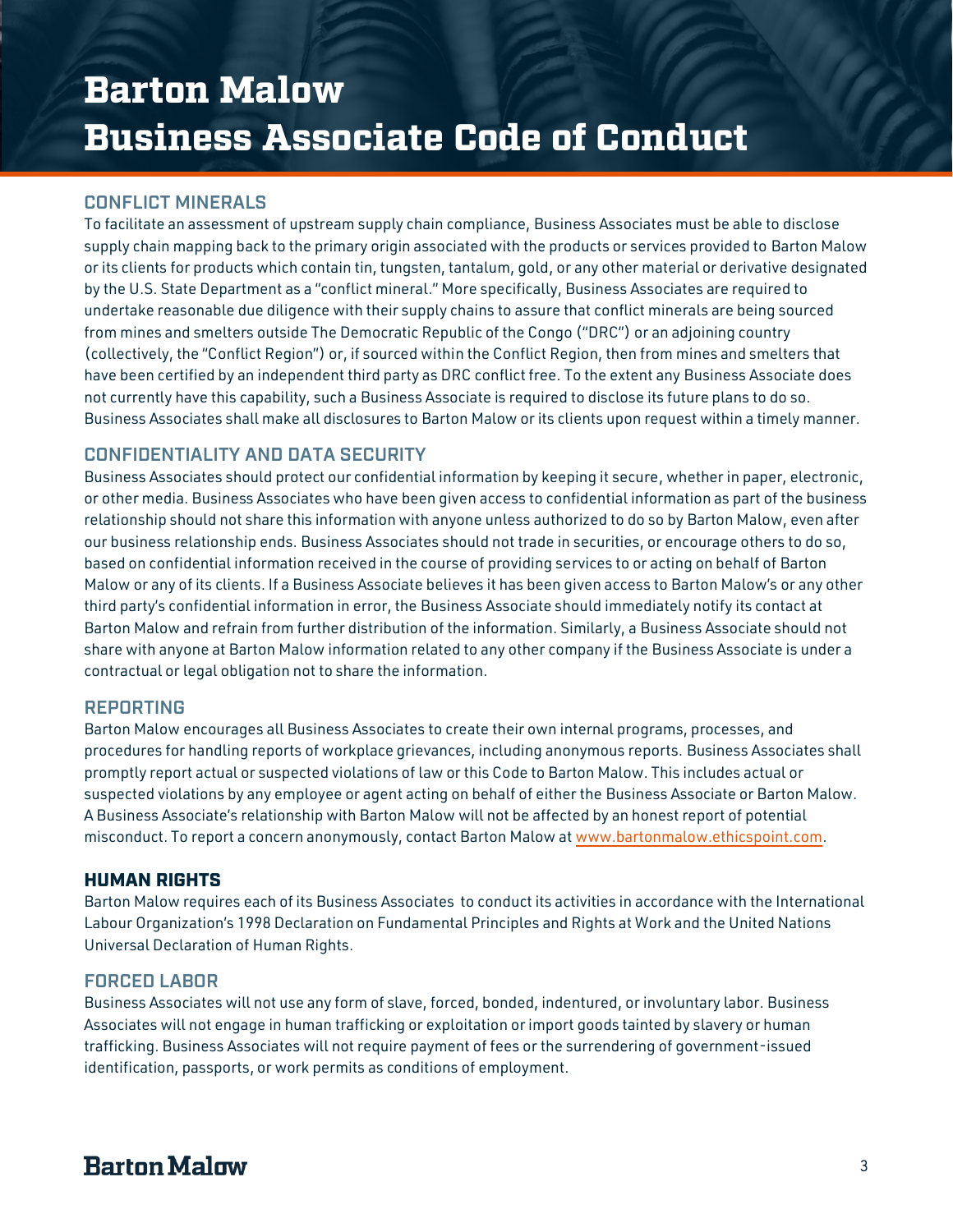# Barton Malow Business Associate Code of Conduct

## CONFLICT MINERALS

To facilitate an assessment of upstream supply chain compliance, Business Associates must be able to disclose supply chain mapping back to the primary origin associated with the products or services provided to Barton Malow or its clients for products which contain tin, tungsten, tantalum, gold, or any other material or derivative designated by the U.S. State Department as a "conflict mineral." More specifically, Business Associates are required to undertake reasonable due diligence with their supply chains to assure that conflict minerals are being sourced from mines and smelters outside The Democratic Republic of the Congo ("DRC") or an adjoining country (collectively, the "Conflict Region") or, if sourced within the Conflict Region, then from mines and smelters that have been certified by an independent third party as DRC conflict free. To the extent any Business Associate does not currently have this capability, such a Business Associate is required to disclose its future plans to do so. Business Associates shall make all disclosures to Barton Malow or its clients upon request within a timely manner.

## CONFIDENTIALITY AND DATA SECURITY

Business Associates should protect our confidential information by keeping it secure, whether in paper, electronic, or other media. Business Associates who have been given access to confidential information as part of the business relationship should not share this information with anyone unless authorized to do so by Barton Malow, even after our business relationship ends. Business Associates should not trade in securities, or encourage others to do so, based on confidential information received in the course of providing services to or acting on behalf of Barton Malow or any of its clients. If a Business Associate believes it has been given access to Barton Malow's or any other third party's confidential information in error, the Business Associate should immediately notify its contact at Barton Malow and refrain from further distribution of the information. Similarly, a Business Associate should not share with anyone at Barton Malow information related to any other company if the Business Associate is under a contractual or legal obligation not to share the information.

## REPORTING

Barton Malow encourages all Business Associates to create their own internal programs, processes, and procedures for handling reports of workplace grievances, including anonymous reports. Business Associates shall promptly report actual or suspected violations of law or this Code to Barton Malow. This includes actual or suspected violations by any employee or agent acting on behalf of either the Business Associate or Barton Malow. A Business Associate's relationship with Barton Malow will not be affected by an honest report of potential misconduct. To report a concern anonymously, contact Barton Malow at www.bartonmalow.ethicspoint.com.

## HUMAN RIGHTS

Barton Malow requires each of its Business Associates to conduct its activities in accordance with the International Labour Organization's 1998 Declaration on Fundamental Principles and Rights at Work and the United Nations Universal Declaration of Human Rights.

## FORCED LABOR

Business Associates will not use any form of slave, forced, bonded, indentured, or involuntary labor. Business Associates will not engage in human trafficking or exploitation or import goods tainted by slavery or human trafficking. Business Associates will not require payment of fees or the surrendering of government-issued identification, passports, or work permits as conditions of employment.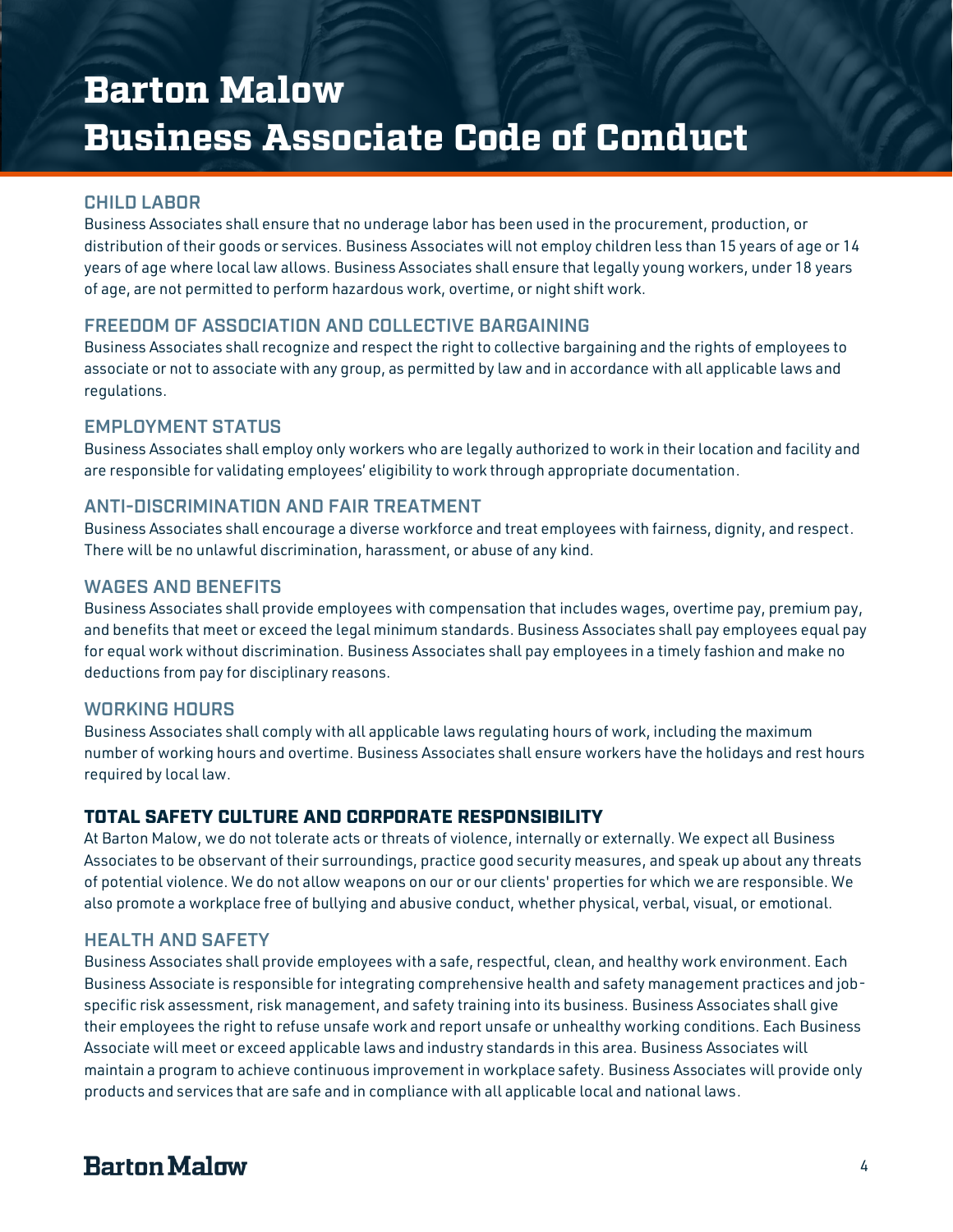# Barton Malow Business Associate Code of Conduct

### CHILD LABOR

Business Associates shall ensure that no underage labor has been used in the procurement, production, or distribution of their goods or services. Business Associates will not employ children less than 15 years of age or 14 years of age where local law allows. Business Associates shall ensure that legally young workers, under 18 years of age, are not permitted to perform hazardous work, overtime, or night shift work.

### FREEDOM OF ASSOCIATION AND COLLECTIVE BARGAINING

Business Associates shall recognize and respect the right to collective bargaining and the rights of employees to associate or not to associate with any group, as permitted by law and in accordance with all applicable laws and regulations.

### EMPLOYMENT STATUS

Business Associates shall employ only workers who are legally authorized to work in their location and facility and are responsible for validating employees' eligibility to work through appropriate documentation.

### ANTI-DISCRIMINATION AND FAIR TREATMENT

Business Associates shall encourage a diverse workforce and treat employees with fairness, dignity, and respect. There will be no unlawful discrimination, harassment, or abuse of any kind.

### WAGES AND BENEFITS

Business Associates shall provide employees with compensation that includes wages, overtime pay, premium pay, and benefits that meet or exceed the legal minimum standards. Business Associates shall pay employees equal pay for equal work without discrimination. Business Associates shall pay employees in a timely fashion and make no deductions from pay for disciplinary reasons.

### WORKING HOURS

Business Associates shall comply with all applicable laws regulating hours of work, including the maximum number of working hours and overtime. Business Associates shall ensure workers have the holidays and rest hours required by local law.

## TOTAL SAFETY CULTURE AND CORPORATE RESPONSIBILITY

At Barton Malow, we do not tolerate acts or threats of violence, internally or externally. We expect all Business Associates to be observant of their surroundings, practice good security measures, and speak up about any threats of potential violence. We do not allow weapons on our or our clients' properties for which we are responsible. We also promote a workplace free of bullying and abusive conduct, whether physical, verbal, visual, or emotional.

### HEALTH AND SAFETY

Business Associates shall provide employees with a safe, respectful, clean, and healthy work environment. Each Business Associate is responsible for integrating comprehensive health and safety management practices and job-specific risk assessment, risk management, and safety training into its business. Business Associates shall give their employees the right to refuse unsafe work and report unsafe or unhealthy working conditions. Each Business Associate will meet or exceed applicable laws and industry standards in this area. Business Associates will maintain a program to achieve continuous improvement in workplace safety. Business Associates will provide only products and services that are safe and in compliance with all applicable local and national laws.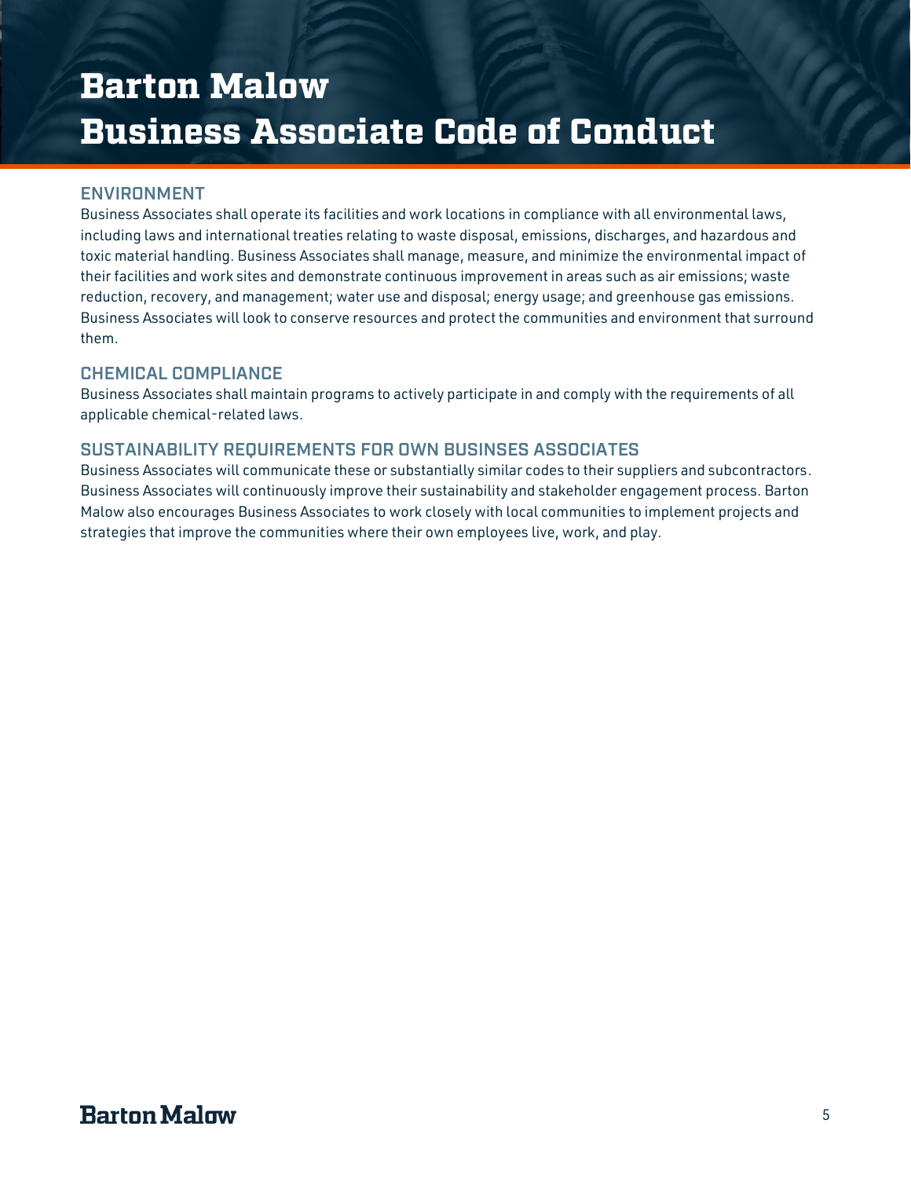# Barton Malow Business Associate Code of Conduct

## ENVIRONMENT

Business Associates shall operate its facilities and work locations in compliance with all environmental laws, including laws and international treaties relating to waste disposal, emissions, discharges, and hazardous and toxic material handling. Business Associates shall manage, measure, and minimize the environmental impact of their facilities and work sites and demonstrate continuous improvement in areas such as air emissions; waste reduction, recovery, and management; water use and disposal; energy usage; and greenhouse gas emissions. Business Associates will look to conserve resources and protect the communities and environment that surround them.

## CHEMICAL COMPLIANCE

Business Associates shall maintain programs to actively participate in and comply with the requirements of all applicable chemical-related laws.

## SUSTAINABILITY REQUIREMENTS FOR OWN BUSINSES ASSOCIATES

Business Associates will communicate these or substantially similar codes to their suppliers and subcontractors. Business Associates will continuously improve their sustainability and stakeholder engagement process. Barton Malow also encourages Business Associates to work closely with local communities to implement projects and strategies that improve the communities where their own employees live, work, and play.